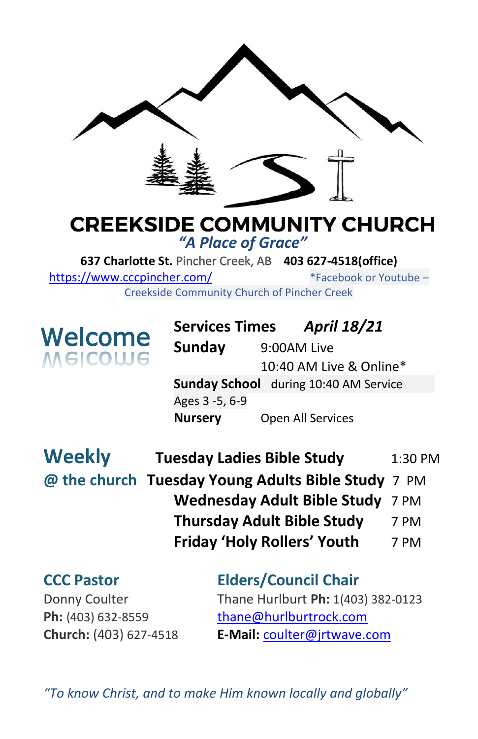# CREEKSIDE COMMUNITY CHURCH

*"A Place of Grace"*

**637 Charlotte St.** Pincher Creek, AB **403 627-4518(office)**

https://www.cccpincher.com/ *Facebook or Youtube – Creekside Community Church of Pincher Creek

## Welcome

**Services Times** ***April 18/21***

**Sunday** 9:00AM Live
10:40 AM Live & Online*

**Sunday School** during 10:40 AM Service
Ages 3 -5, 6-9

**Nursery** Open All Services

## Weekly @ the church

| | |
|---|---|
| **Tuesday Ladies Bible Study** | 1:30 PM |
| **Tuesday Young Adults Bible Study** | 7 PM |
| **Wednesday Adult Bible Study** | 7 PM |
| **Thursday Adult Bible Study** | 7 PM |
| **Friday 'Holy Rollers' Youth** | 7 PM |

### CCC Pastor

Donny Coulter
**Ph:** (403) 632-8559
**Church:** (403) 627-4518
**E-Mail:** coulter@jrtwave.com

### Elders/Council Chair

Thane Hurlburt **Ph:** 1(403) 382-0123
thane@hurlburtrock.com

*"To know Christ, and to make Him known locally and globally"*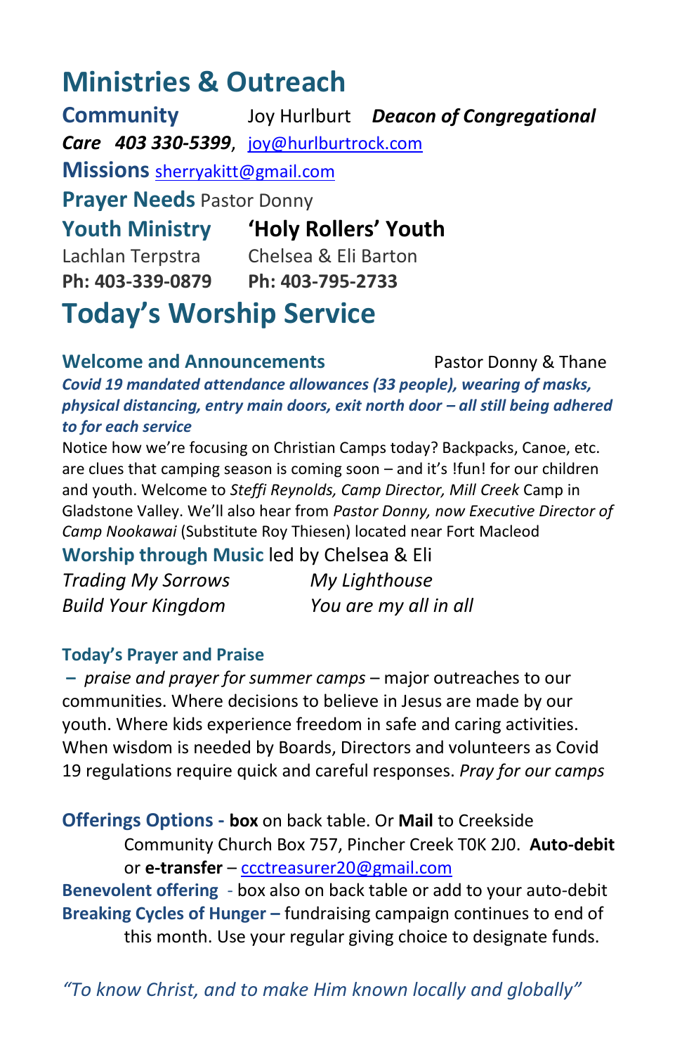# Ministries & Outreach

**Community Care** Joy Hurlburt ***Deacon of Congregational Care*** ***403 330-5399***, joy@hurlburtrock.com

**Missions** sherryakitt@gmail.com

**Prayer Needs** Pastor Donny

| **Youth Ministry** | **'Holy Rollers' Youth** |
|---|---|
| Lachlan Terpstra | Chelsea & Eli Barton |
| **Ph: 403-339-0879** | **Ph: 403-795-2733** |

# Today's Worship Service

### Welcome and Announcements — Pastor Donny & Thane

***Covid 19 mandated attendance allowances (33 people), wearing of masks, physical distancing, entry main doors, exit north door – all still being adhered to for each service***

Notice how we're focusing on Christian Camps today? Backpacks, Canoe, etc. are clues that camping season is coming soon – and it's !fun! for our children and youth. Welcome to *Steffi Reynolds, Camp Director, Mill Creek* Camp in Gladstone Valley. We'll also hear from *Pastor Donny, now Executive Director of Camp Nookawai* (Substitute Roy Thiesen) located near Fort Macleod

### Worship through Music led by Chelsea & Eli

*Trading My Sorrows*
*My Lighthouse*
*Build Your Kingdom*
*You are my all in all*

### Today's Prayer and Praise

– *praise and prayer for summer camps* – major outreaches to our communities. Where decisions to believe in Jesus are made by our youth. Where kids experience freedom in safe and caring activities. When wisdom is needed by Boards, Directors and volunteers as Covid 19 regulations require quick and careful responses. *Pray for our camps*

**Offerings Options -** **box** on back table. Or **Mail** to Creekside Community Church Box 757, Pincher Creek T0K 2J0. **Auto-debit** or **e-transfer** – ccctreasurer20@gmail.com

**Benevolent offering** - box also on back table or add to your auto-debit

**Breaking Cycles of Hunger –** fundraising campaign continues to end of this month. Use your regular giving choice to designate funds.

*"To know Christ, and to make Him known locally and globally"*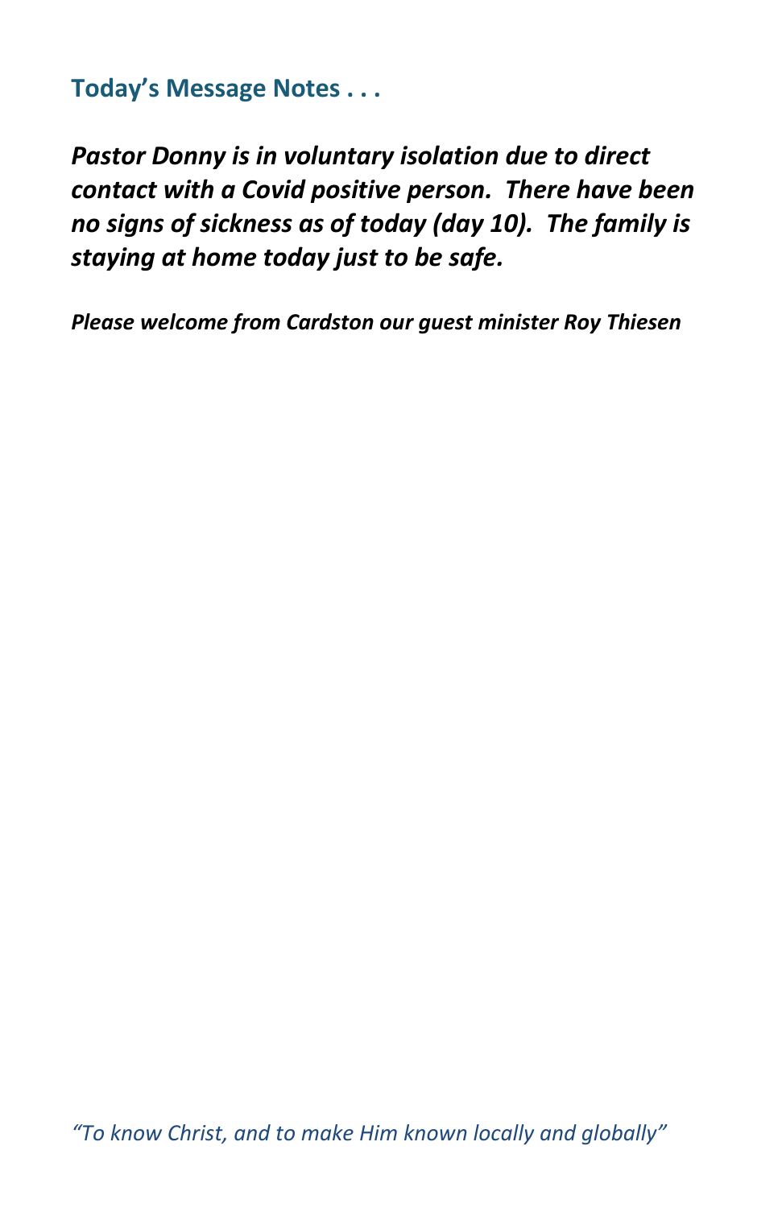## Today's Message Notes . . .

***Pastor Donny is in voluntary isolation due to direct contact with a Covid positive person. There have been no signs of sickness as of today (day 10). The family is staying at home today just to be safe.***

***Please welcome from Cardston our guest minister Roy Thiesen***

*"To know Christ, and to make Him known locally and globally"*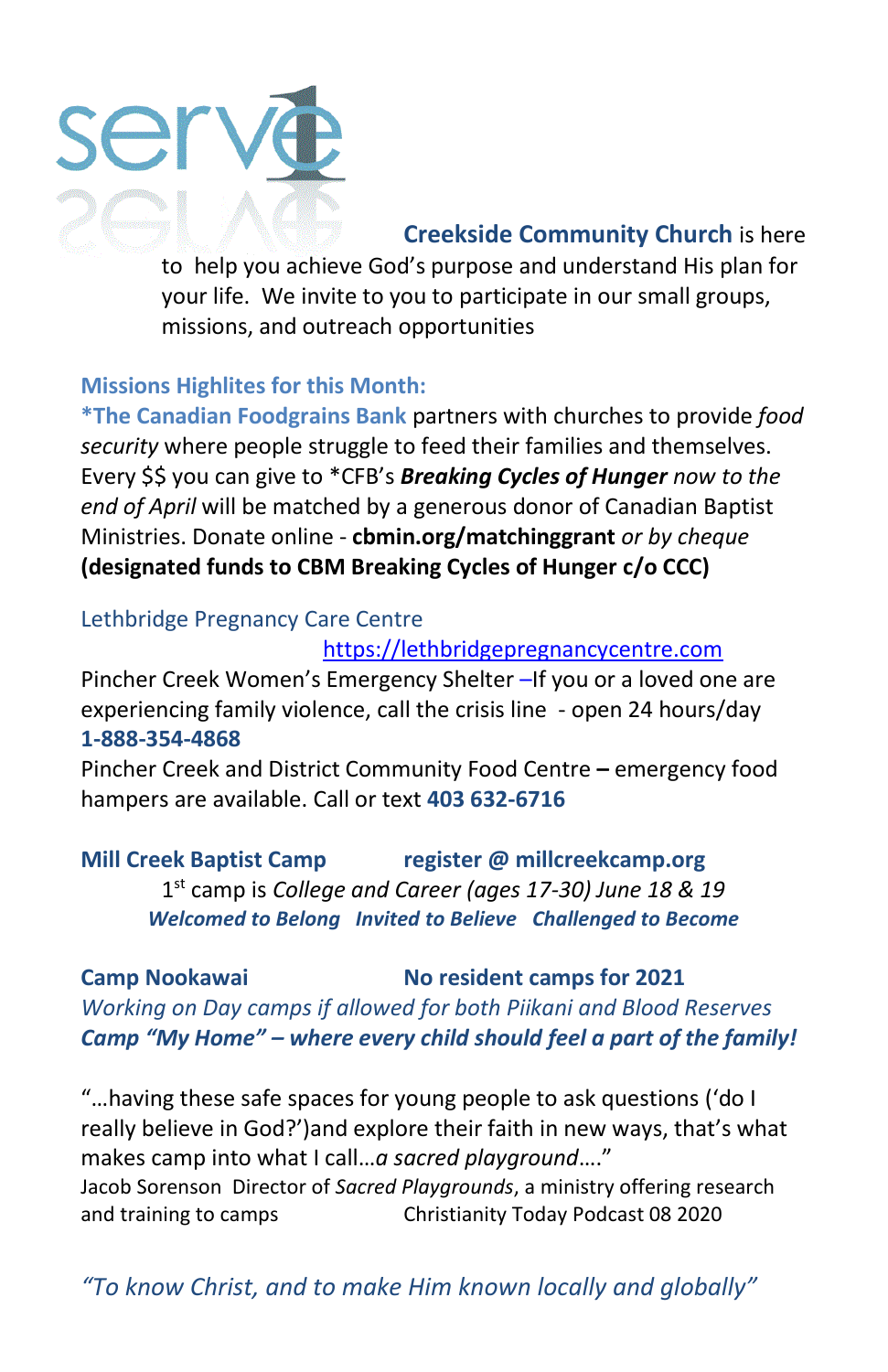serve

**Creekside Community Church** is here to help you achieve God's purpose and understand His plan for your life. We invite to you to participate in our small groups, missions, and outreach opportunities

**Missions Highlites for this Month:**

**\*The Canadian Foodgrains Bank** partners with churches to provide *food security* where people struggle to feed their families and themselves. Every $$ you can give to *CFB's ***Breaking Cycles of Hunger*** *now to the end of April* will be matched by a generous donor of Canadian Baptist Ministries. Donate online - **cbmin.org/matchinggrant** *or by cheque* **(designated funds to CBM Breaking Cycles of Hunger c/o CCC)**

Lethbridge Pregnancy Care Centre
https://lethbridgepregnancycentre.com

Pincher Creek Women's Emergency Shelter –If you or a loved one are experiencing family violence, call the crisis line - open 24 hours/day **1-888-354-4868**

Pincher Creek and District Community Food Centre – emergency food hampers are available. Call or text **403 632-6716**

**Mill Creek Baptist Camp** **register @ millcreekcamp.org**

1st camp is *College and Career (ages 17-30) June 18 & 19*

***Welcomed to Belong Invited to Believe Challenged to Become***

**Camp Nookawai** **No resident camps for 2021**

*Working on Day camps if allowed for both Piikani and Blood Reserves*

***Camp "My Home" – where every child should feel a part of the family!***

"…having these safe spaces for young people to ask questions ('do I really believe in God?')and explore their faith in new ways, that's what makes camp into what I call…*a sacred playground*…."

Jacob Sorenson Director of *Sacred Playgrounds*, a ministry offering research and training to camps Christianity Today Podcast 08 2020

*"To know Christ, and to make Him known locally and globally"*